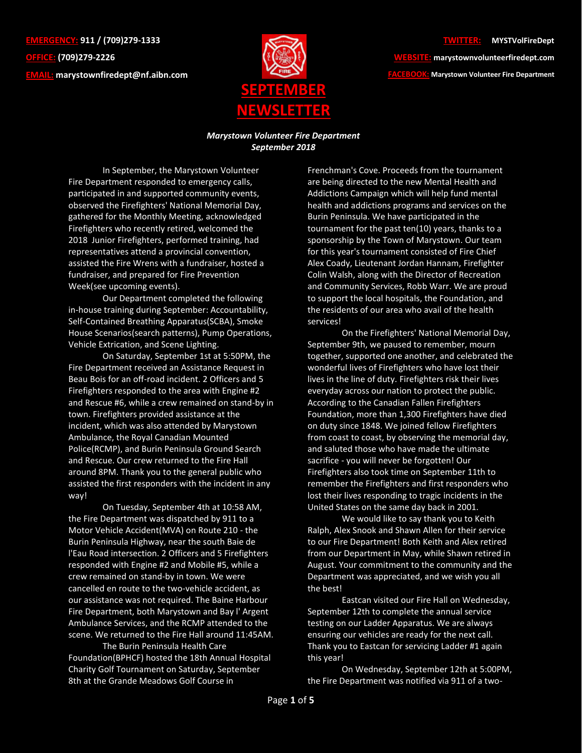**EMERGENCY:** 911 / (709)279-1333

**OFFICE:** (709)279-2226

**EMAIL:** marystownfiredept@nf.aibn.com

**TWITTER:** MYSTVolFireDept

**WEBSITE:** marystownvolunteerfiredept.com

**FACEBOOK:** Marystown Volunteer Fire Department

# SEPTEMBER NEWSLETTER

***Marystown Volunteer Fire Department***
***September 2018***

In September, the Marystown Volunteer Fire Department responded to emergency calls, participated in and supported community events, observed the Firefighters' National Memorial Day, gathered for the Monthly Meeting, acknowledged Firefighters who recently retired, welcomed the 2018 Junior Firefighters, performed training, had representatives attend a provincial convention, assisted the Fire Wrens with a fundraiser, hosted a fundraiser, and prepared for Fire Prevention Week(see upcoming events).

Our Department completed the following in-house training during September: Accountability, Self-Contained Breathing Apparatus(SCBA), Smoke House Scenarios(search patterns), Pump Operations, Vehicle Extrication, and Scene Lighting.

On Saturday, September 1st at 5:50PM, the Fire Department received an Assistance Request in Beau Bois for an off-road incident. 2 Officers and 5 Firefighters responded to the area with Engine #2 and Rescue #6, while a crew remained on stand-by in town. Firefighters provided assistance at the incident, which was also attended by Marystown Ambulance, the Royal Canadian Mounted Police(RCMP), and Burin Peninsula Ground Search and Rescue. Our crew returned to the Fire Hall around 8PM. Thank you to the general public who assisted the first responders with the incident in any way!

On Tuesday, September 4th at 10:58 AM, the Fire Department was dispatched by 911 to a Motor Vehicle Accident(MVA) on Route 210 - the Burin Peninsula Highway, near the south Baie de l'Eau Road intersection. 2 Officers and 5 Firefighters responded with Engine #2 and Mobile #5, while a crew remained on stand-by in town. We were cancelled en route to the two-vehicle accident, as our assistance was not required. The Baine Harbour Fire Department, both Marystown and Bay l' Argent Ambulance Services, and the RCMP attended to the scene. We returned to the Fire Hall around 11:45AM.

The Burin Peninsula Health Care Foundation(BPHCF) hosted the 18th Annual Hospital Charity Golf Tournament on Saturday, September 8th at the Grande Meadows Golf Course in Frenchman's Cove. Proceeds from the tournament are being directed to the new Mental Health and Addictions Campaign which will help fund mental health and addictions programs and services on the Burin Peninsula. We have participated in the tournament for the past ten(10) years, thanks to a sponsorship by the Town of Marystown. Our team for this year's tournament consisted of Fire Chief Alex Coady, Lieutenant Jordan Hannam, Firefighter Colin Walsh, along with the Director of Recreation and Community Services, Robb Warr. We are proud to support the local hospitals, the Foundation, and the residents of our area who avail of the health services!

On the Firefighters' National Memorial Day, September 9th, we paused to remember, mourn together, supported one another, and celebrated the wonderful lives of Firefighters who have lost their lives in the line of duty. Firefighters risk their lives everyday across our nation to protect the public. According to the Canadian Fallen Firefighters Foundation, more than 1,300 Firefighters have died on duty since 1848. We joined fellow Firefighters from coast to coast, by observing the memorial day, and saluted those who have made the ultimate sacrifice - you will never be forgotten! Our Firefighters also took time on September 11th to remember the Firefighters and first responders who lost their lives responding to tragic incidents in the United States on the same day back in 2001.

We would like to say thank you to Keith Ralph, Alex Snook and Shawn Allen for their service to our Fire Department! Both Keith and Alex retired from our Department in May, while Shawn retired in August. Your commitment to the community and the Department was appreciated, and we wish you all the best!

Eastcan visited our Fire Hall on Wednesday, September 12th to complete the annual service testing on our Ladder Apparatus. We are always ensuring our vehicles are ready for the next call. Thank you to Eastcan for servicing Ladder #1 again this year!

On Wednesday, September 12th at 5:00PM, the Fire Department was notified via 911 of a two-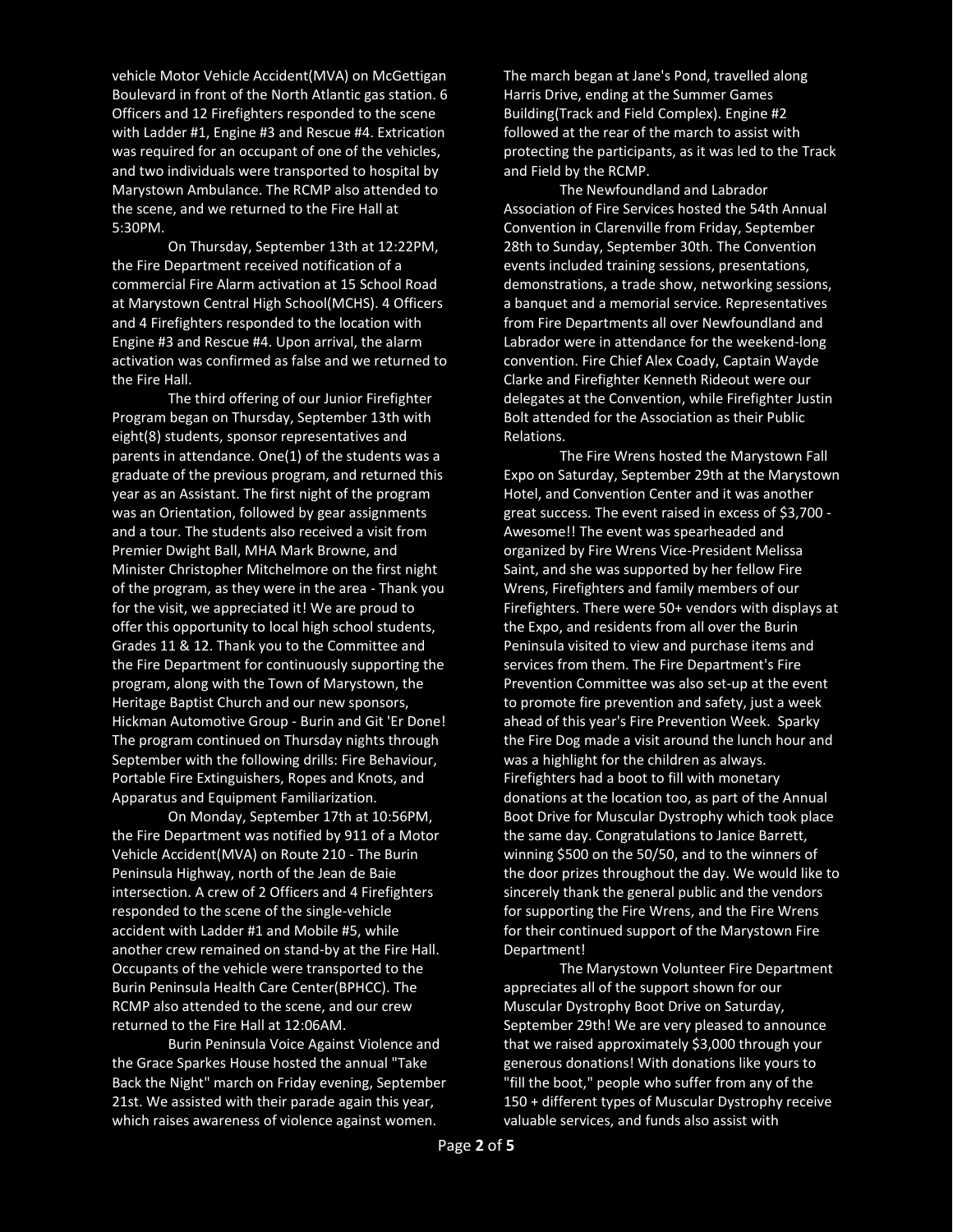vehicle Motor Vehicle Accident(MVA) on McGettigan Boulevard in front of the North Atlantic gas station. 6 Officers and 12 Firefighters responded to the scene with Ladder #1, Engine #3 and Rescue #4. Extrication was required for an occupant of one of the vehicles, and two individuals were transported to hospital by Marystown Ambulance. The RCMP also attended to the scene, and we returned to the Fire Hall at 5:30PM.

On Thursday, September 13th at 12:22PM, the Fire Department received notification of a commercial Fire Alarm activation at 15 School Road at Marystown Central High School(MCHS). 4 Officers and 4 Firefighters responded to the location with Engine #3 and Rescue #4. Upon arrival, the alarm activation was confirmed as false and we returned to the Fire Hall.

The third offering of our Junior Firefighter Program began on Thursday, September 13th with eight(8) students, sponsor representatives and parents in attendance. One(1) of the students was a graduate of the previous program, and returned this year as an Assistant. The first night of the program was an Orientation, followed by gear assignments and a tour. The students also received a visit from Premier Dwight Ball, MHA Mark Browne, and Minister Christopher Mitchelmore on the first night of the program, as they were in the area - Thank you for the visit, we appreciated it! We are proud to offer this opportunity to local high school students, Grades 11 & 12. Thank you to the Committee and the Fire Department for continuously supporting the program, along with the Town of Marystown, the Heritage Baptist Church and our new sponsors, Hickman Automotive Group - Burin and Git 'Er Done! The program continued on Thursday nights through September with the following drills: Fire Behaviour, Portable Fire Extinguishers, Ropes and Knots, and Apparatus and Equipment Familiarization.

On Monday, September 17th at 10:56PM, the Fire Department was notified by 911 of a Motor Vehicle Accident(MVA) on Route 210 - The Burin Peninsula Highway, north of the Jean de Baie intersection. A crew of 2 Officers and 4 Firefighters responded to the scene of the single-vehicle accident with Ladder #1 and Mobile #5, while another crew remained on stand-by at the Fire Hall. Occupants of the vehicle were transported to the Burin Peninsula Health Care Center(BPHCC). The RCMP also attended to the scene, and our crew returned to the Fire Hall at 12:06AM.

Burin Peninsula Voice Against Violence and the Grace Sparkes House hosted the annual "Take Back the Night" march on Friday evening, September 21st. We assisted with their parade again this year, which raises awareness of violence against women. The march began at Jane's Pond, travelled along Harris Drive, ending at the Summer Games Building(Track and Field Complex). Engine #2 followed at the rear of the march to assist with protecting the participants, as it was led to the Track and Field by the RCMP.

The Newfoundland and Labrador Association of Fire Services hosted the 54th Annual Convention in Clarenville from Friday, September 28th to Sunday, September 30th. The Convention events included training sessions, presentations, demonstrations, a trade show, networking sessions, a banquet and a memorial service. Representatives from Fire Departments all over Newfoundland and Labrador were in attendance for the weekend-long convention. Fire Chief Alex Coady, Captain Wayde Clarke and Firefighter Kenneth Rideout were our delegates at the Convention, while Firefighter Justin Bolt attended for the Association as their Public Relations.

The Fire Wrens hosted the Marystown Fall Expo on Saturday, September 29th at the Marystown Hotel, and Convention Center and it was another great success. The event raised in excess of $3,700 - Awesome!! The event was spearheaded and organized by Fire Wrens Vice-President Melissa Saint, and she was supported by her fellow Fire Wrens, Firefighters and family members of our Firefighters. There were 50+ vendors with displays at the Expo, and residents from all over the Burin Peninsula visited to view and purchase items and services from them. The Fire Department's Fire Prevention Committee was also set-up at the event to promote fire prevention and safety, just a week ahead of this year's Fire Prevention Week. Sparky the Fire Dog made a visit around the lunch hour and was a highlight for the children as always. Firefighters had a boot to fill with monetary donations at the location too, as part of the Annual Boot Drive for Muscular Dystrophy which took place the same day. Congratulations to Janice Barrett, winning $500 on the 50/50, and to the winners of the door prizes throughout the day. We would like to sincerely thank the general public and the vendors for supporting the Fire Wrens, and the Fire Wrens for their continued support of the Marystown Fire Department!

The Marystown Volunteer Fire Department appreciates all of the support shown for our Muscular Dystrophy Boot Drive on Saturday, September 29th! We are very pleased to announce that we raised approximately $3,000 through your generous donations! With donations like yours to "fill the boot," people who suffer from any of the 150 + different types of Muscular Dystrophy receive valuable services, and funds also assist with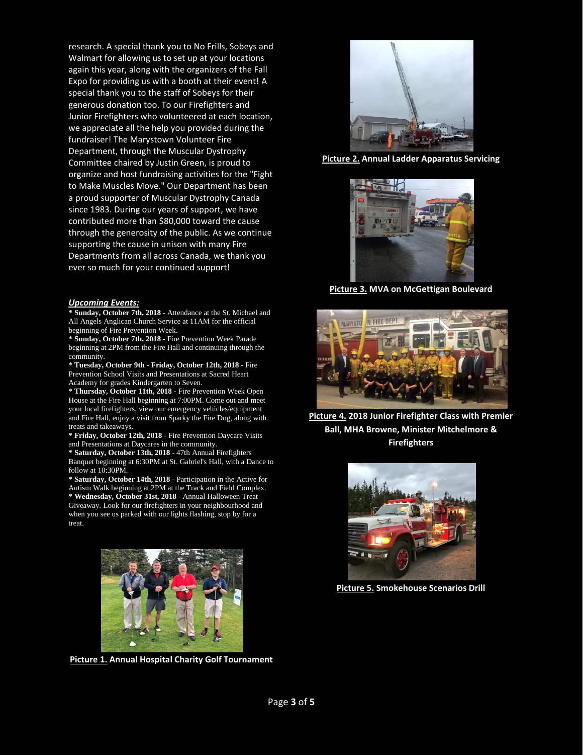research. A special thank you to No Frills, Sobeys and Walmart for allowing us to set up at your locations again this year, along with the organizers of the Fall Expo for providing us with a booth at their event! A special thank you to the staff of Sobeys for their generous donation too. To our Firefighters and Junior Firefighters who volunteered at each location, we appreciate all the help you provided during the fundraiser! The Marystown Volunteer Fire Department, through the Muscular Dystrophy Committee chaired by Justin Green, is proud to organize and host fundraising activities for the "Fight to Make Muscles Move." Our Department has been a proud supporter of Muscular Dystrophy Canada since 1983. During our years of support, we have contributed more than $80,000 toward the cause through the generosity of the public. As we continue supporting the cause in unison with many Fire Departments from all across Canada, we thank you ever so much for your continued support!

***Upcoming Events:***

* **Sunday, October 7th, 2018** - Attendance at the St. Michael and All Angels Anglican Church Service at 11AM for the official beginning of Fire Prevention Week.
* **Sunday, October 7th, 2018** - Fire Prevention Week Parade beginning at 2PM from the Fire Hall and continuing through the community.
* **Tuesday, October 9th - Friday, October 12th, 2018** - Fire Prevention School Visits and Presentations at Sacred Heart Academy for grades Kindergarten to Seven.
* **Thursday, October 11th, 2018** - Fire Prevention Week Open House at the Fire Hall beginning at 7:00PM. Come out and meet your local firefighters, view our emergency vehicles/equipment and Fire Hall, enjoy a visit from Sparky the Fire Dog, along with treats and takeaways.
* **Friday, October 12th, 2018** - Fire Prevention Daycare Visits and Presentations at Daycares in the community.
* **Saturday, October 13th, 2018** - 47th Annual Firefighters Banquet beginning at 6:30PM at St. Gabriel's Hall, with a Dance to follow at 10:30PM.
* **Saturday, October 14th, 2018** - Participation in the Active for Autism Walk beginning at 2PM at the Track and Field Complex.
* **Wednesday, October 31st, 2018** - Annual Halloween Treat Giveaway. Look for our firefighters in your neighbourhood and when you see us parked with our lights flashing, stop by for a treat.

**Picture 1. Annual Hospital Charity Golf Tournament**

**Picture 2. Annual Ladder Apparatus Servicing**

**Picture 3. MVA on McGettigan Boulevard**

**Picture 4. 2018 Junior Firefighter Class with Premier Ball, MHA Browne, Minister Mitchelmore & Firefighters**

**Picture 5. Smokehouse Scenarios Drill**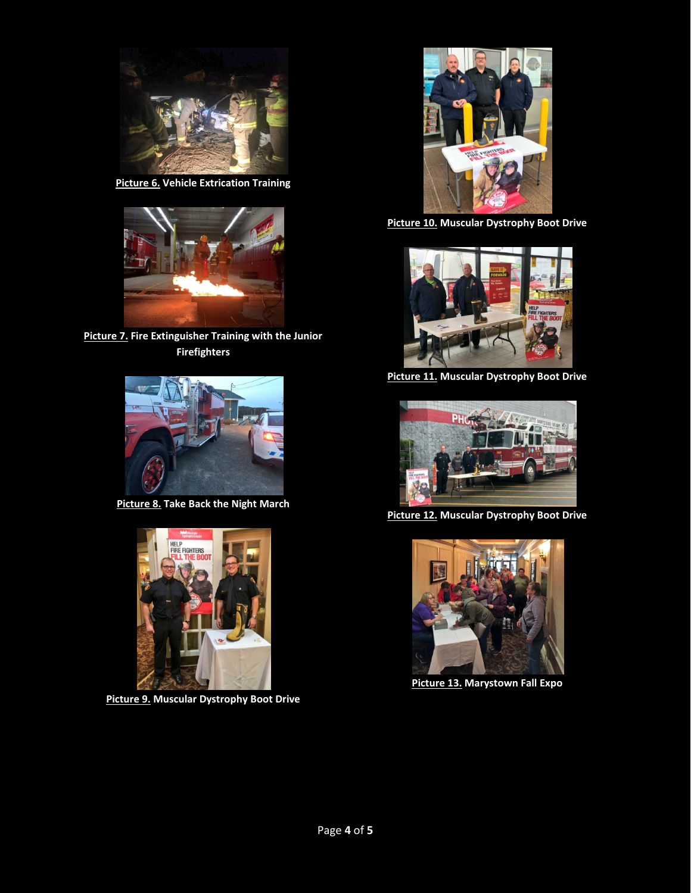**Picture 6.** Vehicle Extrication Training

**Picture 7.** Fire Extinguisher Training with the Junior Firefighters

**Picture 8.** Take Back the Night March

**Picture 9.** Muscular Dystrophy Boot Drive

**Picture 10.** Muscular Dystrophy Boot Drive

**Picture 11.** Muscular Dystrophy Boot Drive

**Picture 12.** Muscular Dystrophy Boot Drive

**Picture 13.** Marystown Fall Expo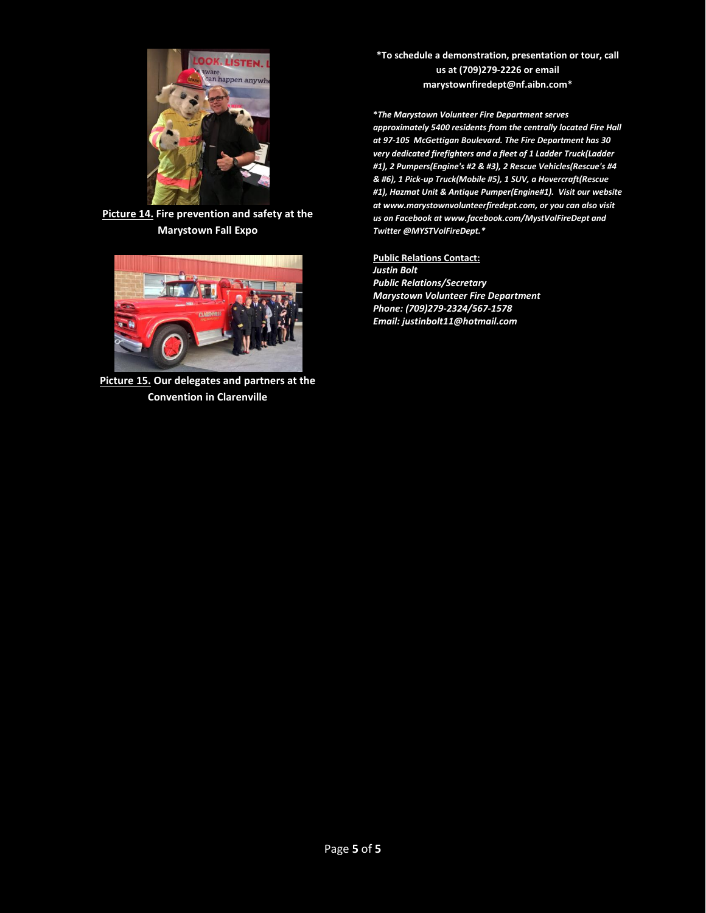**Picture 14.** **Fire prevention and safety at the Marystown Fall Expo**

**Picture 15.** **Our delegates and partners at the Convention in Clarenville**

**\*To schedule a demonstration, presentation or tour, call us at (709)279-2226 or email marystownfiredept@nf.aibn.com\***

\****The Marystown Volunteer Fire Department serves approximately 5400 residents from the centrally located Fire Hall at 97-105 McGettigan Boulevard. The Fire Department has 30 very dedicated firefighters and a fleet of 1 Ladder Truck(Ladder #1), 2 Pumpers(Engine's #2 & #3), 2 Rescue Vehicles(Rescue's #4 & #6), 1 Pick-up Truck(Mobile #5), 1 SUV, a Hovercraft(Rescue #1), Hazmat Unit & Antique Pumper(Engine#1). Visit our website at www.marystownvolunteerfiredept.com, or you can also visit us on Facebook at www.facebook.com/MystVolFireDept and Twitter @MYSTVolFireDept.\****

**Public Relations Contact:**
***Justin Bolt***
***Public Relations/Secretary***
***Marystown Volunteer Fire Department***
***Phone: (709)279-2324/567-1578***
***Email: justinbolt11@hotmail.com***